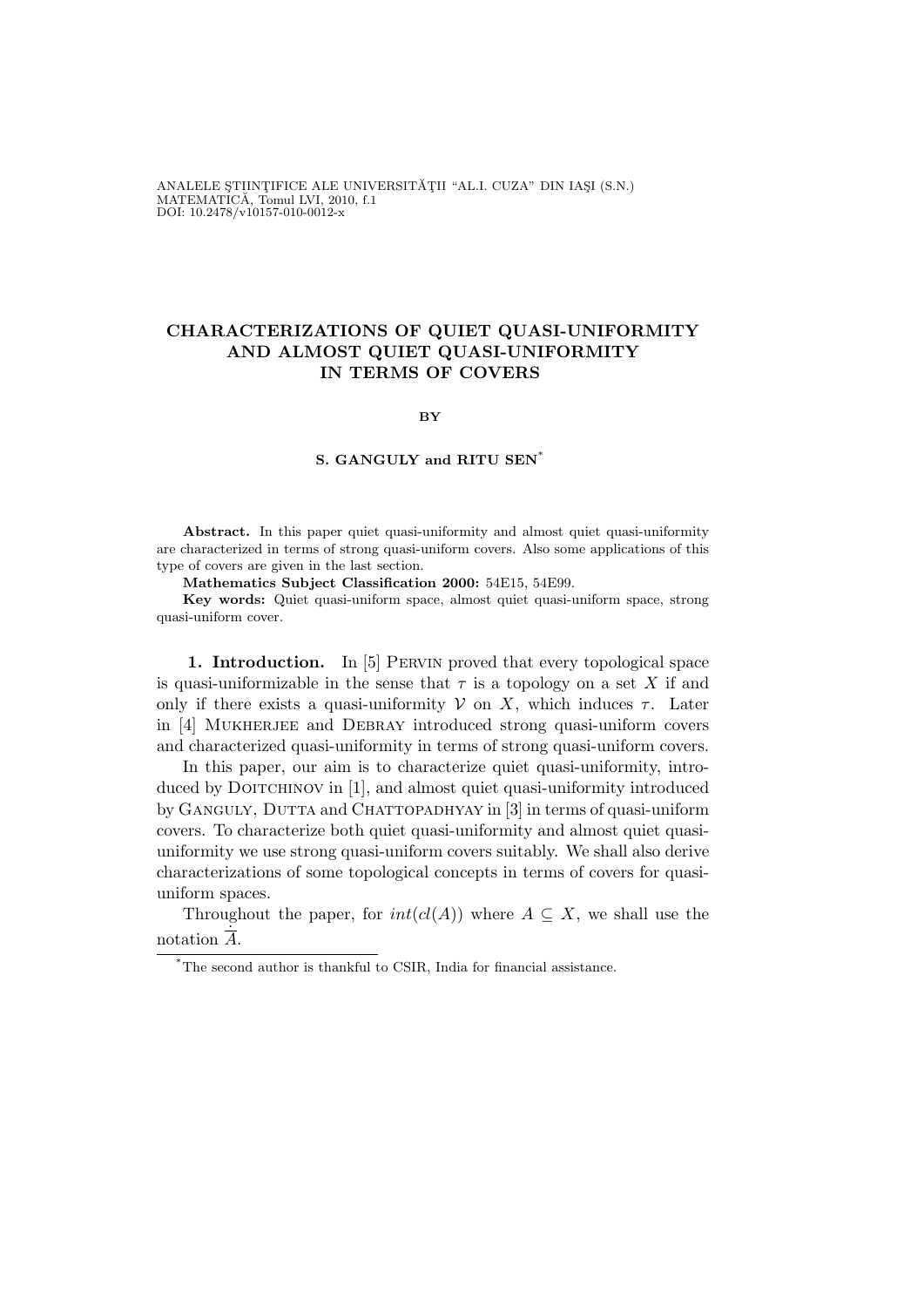ANALELE ŞTIINŢIFICE ALE UNIVERSITĂŢII "AL.I. CUZA" DIN IAŞI (S.N.)
MATEMATICĂ, Tomul LVI, 2010, f.1
DOI: 10.2478/v10157-010-0012-x

# CHARACTERIZATIONS OF QUIET QUASI-UNIFORMITY AND ALMOST QUIET QUASI-UNIFORMITY IN TERMS OF COVERS

BY

**S. GANGULY and RITU SEN***

**Abstract.** In this paper quiet quasi-uniformity and almost quiet quasi-uniformity are characterized in terms of strong quasi-uniform covers. Also some applications of this type of covers are given in the last section.

**Mathematics Subject Classification 2000:** 54E15, 54E99.

**Key words:** Quiet quasi-uniform space, almost quiet quasi-uniform space, strong quasi-uniform cover.

## 1. Introduction.

In [5] Pervin proved that every topological space is quasi-uniformizable in the sense that $\tau$ is a topology on a set $X$ if and only if there exists a quasi-uniformity $\mathcal{V}$ on $X$, which induces $\tau$. Later in [4] Mukherjee and Debray introduced strong quasi-uniform covers and characterized quasi-uniformity in terms of strong quasi-uniform covers.

In this paper, our aim is to characterize quiet quasi-uniformity, introduced by Doitchinov in [1], and almost quiet quasi-uniformity introduced by Ganguly, Dutta and Chattopadhyay in [3] in terms of quasi-uniform covers. To characterize both quiet quasi-uniformity and almost quiet quasi-uniformity we use strong quasi-uniform covers suitably. We shall also derive characterizations of some topological concepts in terms of covers for quasi-uniform spaces.

Throughout the paper, for $int(cl(A))$ where $A \subseteq X$, we shall use the notation $\dot{\overline{A}}$.

*The second author is thankful to CSIR, India for financial assistance.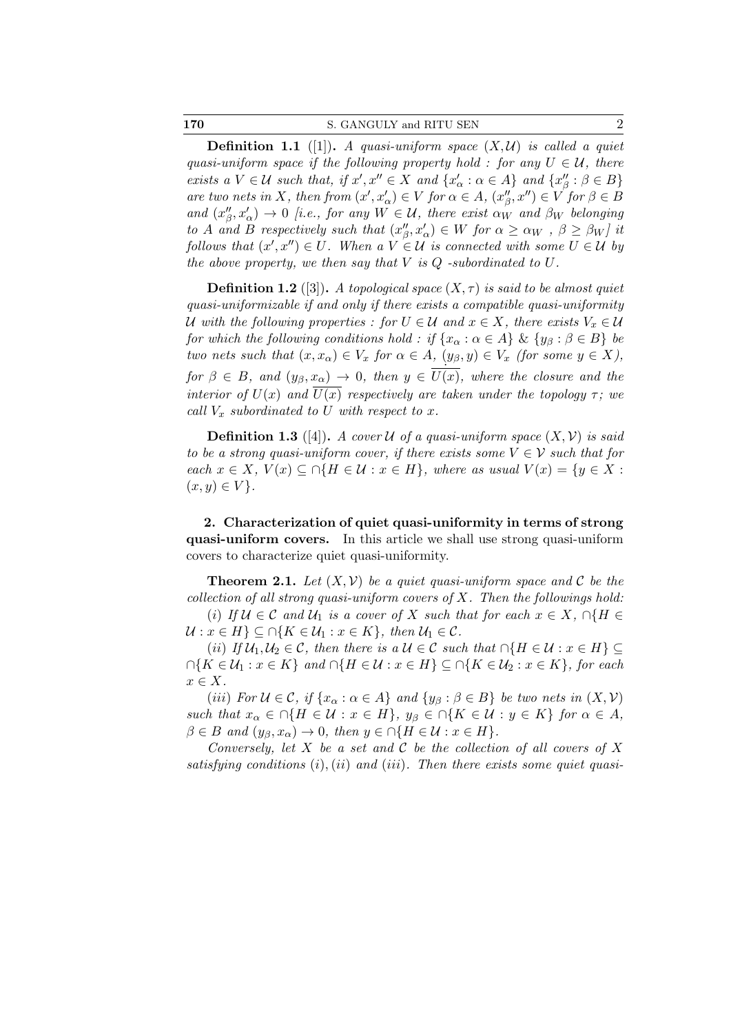**Definition 1.1** ([1]). *A quasi-uniform space* $(X,\mathcal{U})$ *is called a quiet quasi-uniform space if the following property hold : for any* $U \in \mathcal{U}$*, there exists a* $V \in \mathcal{U}$ *such that, if* $x', x'' \in X$ *and* $\{x'_\alpha : \alpha \in A\}$ *and* $\{x''_\beta : \beta \in B\}$ *are two nets in* $X$*, then from* $(x', x'_\alpha) \in V$ *for* $\alpha \in A$*,* $(x''_\beta, x'') \in V$ *for* $\beta \in B$ *and* $(x''_\beta, x'_\alpha) \to 0$ *[i.e., for any* $W \in \mathcal{U}$*, there exist* $\alpha_W$ *and* $\beta_W$ *belonging to* $A$ *and* $B$ *respectively such that* $(x''_\beta, x'_\alpha) \in W$ *for* $\alpha \geq \alpha_W$ *,* $\beta \geq \beta_W$*] it follows that* $(x', x'') \in U$*. When a* $V \in \mathcal{U}$ *is connected with some* $U \in \mathcal{U}$ *by the above property, we then say that* $V$ *is* $Q$ *-subordinated to* $U$*.*

**Definition 1.2** ([3]). *A topological space* $(X,\tau)$ *is said to be almost quiet quasi-uniformizable if and only if there exists a compatible quasi-uniformity* $\mathcal{U}$ *with the following properties : for* $U \in \mathcal{U}$ *and* $x \in X$*, there exists* $V_x \in \mathcal{U}$ *for which the following conditions hold : if* $\{x_\alpha : \alpha \in A\}$ & $\{y_\beta : \beta \in B\}$ *be two nets such that* $(x, x_\alpha) \in V_x$ *for* $\alpha \in A$*,* $(y_\beta, y) \in V_x$ *(for some* $y \in X$*), for* $\beta \in B$*, and* $(y_\beta, x_\alpha) \to 0$*, then* $y \in \overline{\overset{\circ}{U(x)}}$*, where the closure and the interior of* $U(x)$ *and* $\overline{U(x)}$ *respectively are taken under the topology* $\tau$*; we call* $V_x$ *subordinated to* $U$ *with respect to* $x$*.*

**Definition 1.3** ([4]). *A cover* $\mathcal{U}$ *of a quasi-uniform space* $(X,\mathcal{V})$ *is said to be a strong quasi-uniform cover, if there exists some* $V \in \mathcal{V}$ *such that for each* $x \in X$*,* $V(x) \subseteq \cap\{H \in \mathcal{U} : x \in H\}$*, where as usual* $V(x) = \{y \in X : (x,y) \in V\}$*.*

**2. Characterization of quiet quasi-uniformity in terms of strong quasi-uniform covers.** In this article we shall use strong quasi-uniform covers to characterize quiet quasi-uniformity.

**Theorem 2.1.** *Let* $(X,\mathcal{V})$ *be a quiet quasi-uniform space and* $\mathcal{C}$ *be the collection of all strong quasi-uniform covers of* $X$*. Then the followings hold:*

*(i) If* $\mathcal{U} \in \mathcal{C}$ *and* $\mathcal{U}_1$ *is a cover of* $X$ *such that for each* $x \in X$*,* $\cap\{H \in \mathcal{U} : x \in H\} \subseteq \cap\{K \in \mathcal{U}_1 : x \in K\}$*, then* $\mathcal{U}_1 \in \mathcal{C}$*.*

*(ii) If* $\mathcal{U}_1, \mathcal{U}_2 \in \mathcal{C}$*, then there is a* $\mathcal{U} \in \mathcal{C}$ *such that* $\cap\{H \in \mathcal{U} : x \in H\} \subseteq \cap\{K \in \mathcal{U}_1 : x \in K\}$ *and* $\cap\{H \in \mathcal{U} : x \in H\} \subseteq \cap\{K \in \mathcal{U}_2 : x \in K\}$*, for each* $x \in X$*.*

*(iii) For* $\mathcal{U} \in \mathcal{C}$*, if* $\{x_\alpha : \alpha \in A\}$ *and* $\{y_\beta : \beta \in B\}$ *be two nets in* $(X,\mathcal{V})$ *such that* $x_\alpha \in \cap\{H \in \mathcal{U} : x \in H\}$*,* $y_\beta \in \cap\{K \in \mathcal{U} : y \in K\}$ *for* $\alpha \in A$*,* $\beta \in B$ *and* $(y_\beta, x_\alpha) \to 0$*, then* $y \in \cap\{H \in \mathcal{U} : x \in H\}$*.*

*Conversely, let* $X$ *be a set and* $\mathcal{C}$ *be the collection of all covers of* $X$ *satisfying conditions* $(i), (ii)$ *and* $(iii)$*. Then there exists some quiet quasi-*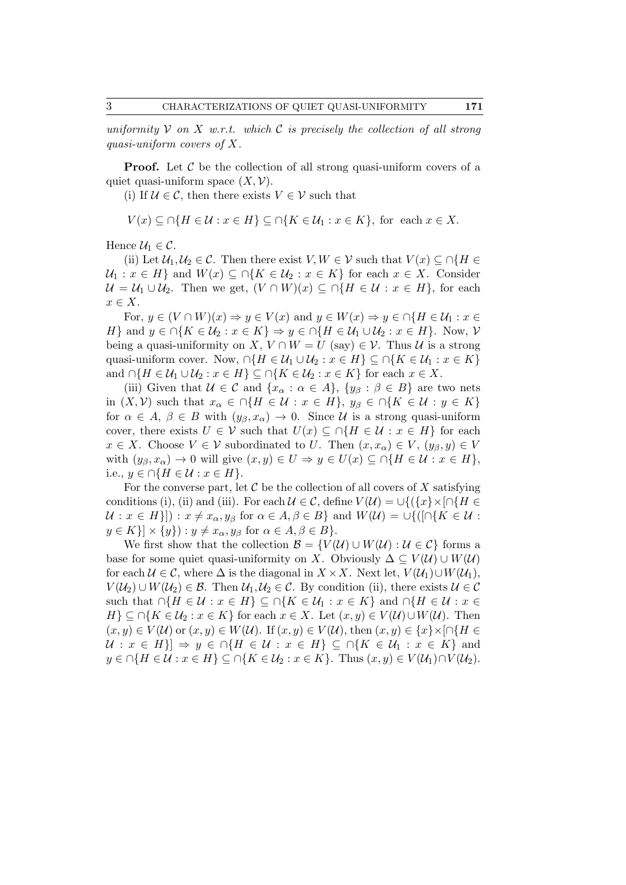*uniformity $\mathcal{V}$ on $X$ w.r.t. which $\mathcal{C}$ is precisely the collection of all strong quasi-uniform covers of $X$.*

**Proof.** Let $\mathcal{C}$ be the collection of all strong quasi-uniform covers of a quiet quasi-uniform space $(X, \mathcal{V})$.

(i) If $\mathcal{U} \in \mathcal{C}$, then there exists $V \in \mathcal{V}$ such that

$$V(x) \subseteq \cap\{H \in \mathcal{U} : x \in H\} \subseteq \cap\{K \in \mathcal{U}_1 : x \in K\}, \text{ for each } x \in X.$$

Hence $\mathcal{U}_1 \in \mathcal{C}$.

(ii) Let $\mathcal{U}_1, \mathcal{U}_2 \in \mathcal{C}$. Then there exist $V, W \in \mathcal{V}$ such that $V(x) \subseteq \cap\{H \in \mathcal{U}_1 : x \in H\}$ and $W(x) \subseteq \cap\{K \in \mathcal{U}_2 : x \in K\}$ for each $x \in X$. Consider $\mathcal{U} = \mathcal{U}_1 \cup \mathcal{U}_2$. Then we get, $(V \cap W)(x) \subseteq \cap\{H \in \mathcal{U} : x \in H\}$, for each $x \in X$.

For, $y \in (V \cap W)(x) \Rightarrow y \in V(x)$ and $y \in W(x) \Rightarrow y \in \cap\{H \in \mathcal{U}_1 : x \in H\}$ and $y \in \cap\{K \in \mathcal{U}_2 : x \in K\} \Rightarrow y \in \cap\{H \in \mathcal{U}_1 \cup \mathcal{U}_2 : x \in H\}$. Now, $\mathcal{V}$ being a quasi-uniformity on $X$, $V \cap W = U$ (say) $\in \mathcal{V}$. Thus $\mathcal{U}$ is a strong quasi-uniform cover. Now, $\cap\{H \in \mathcal{U}_1 \cup \mathcal{U}_2 : x \in H\} \subseteq \cap\{K \in \mathcal{U}_1 : x \in K\}$ and $\cap\{H \in \mathcal{U}_1 \cup \mathcal{U}_2 : x \in H\} \subseteq \cap\{K \in \mathcal{U}_2 : x \in K\}$ for each $x \in X$.

(iii) Given that $\mathcal{U} \in \mathcal{C}$ and $\{x_\alpha : \alpha \in A\}$, $\{y_\beta : \beta \in B\}$ are two nets in $(X, \mathcal{V})$ such that $x_\alpha \in \cap\{H \in \mathcal{U} : x \in H\}$, $y_\beta \in \cap\{K \in \mathcal{U} : y \in K\}$ for $\alpha \in A$, $\beta \in B$ with $(y_\beta, x_\alpha) \to 0$. Since $\mathcal{U}$ is a strong quasi-uniform cover, there exists $U \in \mathcal{V}$ such that $U(x) \subseteq \cap\{H \in \mathcal{U} : x \in H\}$ for each $x \in X$. Choose $V \in \mathcal{V}$ subordinated to $U$. Then $(x, x_\alpha) \in V$, $(y_\beta, y) \in V$ with $(y_\beta, x_\alpha) \to 0$ will give $(x, y) \in U \Rightarrow y \in U(x) \subseteq \cap\{H \in \mathcal{U} : x \in H\}$, i.e., $y \in \cap\{H \in \mathcal{U} : x \in H\}$.

For the converse part, let $\mathcal{C}$ be the collection of all covers of $X$ satisfying conditions (i), (ii) and (iii). For each $\mathcal{U} \in \mathcal{C}$, define $V(\mathcal{U}) = \cup\{(\{x\} \times [\cap\{H \in \mathcal{U} : x \in H\}]) : x \neq x_\alpha, y_\beta \text{ for } \alpha \in A, \beta \in B\}$ and $W(\mathcal{U}) = \cup\{([\cap\{K \in \mathcal{U} : y \in K\}] \times \{y\}) : y \neq x_\alpha, y_\beta \text{ for } \alpha \in A, \beta \in B\}$.

We first show that the collection $\mathcal{B} = \{V(\mathcal{U}) \cup W(\mathcal{U}) : \mathcal{U} \in \mathcal{C}\}$ forms a base for some quiet quasi-uniformity on $X$. Obviously $\Delta \subseteq V(\mathcal{U}) \cup W(\mathcal{U})$ for each $\mathcal{U} \in \mathcal{C}$, where $\Delta$ is the diagonal in $X \times X$. Next let, $V(\mathcal{U}_1) \cup W(\mathcal{U}_1)$, $V(\mathcal{U}_2) \cup W(\mathcal{U}_2) \in \mathcal{B}$. Then $\mathcal{U}_1, \mathcal{U}_2 \in \mathcal{C}$. By condition (ii), there exists $\mathcal{U} \in \mathcal{C}$ such that $\cap\{H \in \mathcal{U} : x \in H\} \subseteq \cap\{K \in \mathcal{U}_1 : x \in K\}$ and $\cap\{H \in \mathcal{U} : x \in H\} \subseteq \cap\{K \in \mathcal{U}_2 : x \in K\}$ for each $x \in X$. Let $(x, y) \in V(\mathcal{U}) \cup W(\mathcal{U})$. Then $(x, y) \in V(\mathcal{U})$ or $(x, y) \in W(\mathcal{U})$. If $(x, y) \in V(\mathcal{U})$, then $(x, y) \in \{x\} \times [\cap\{H \in \mathcal{U} : x \in H\}] \Rightarrow y \in \cap\{H \in \mathcal{U} : x \in H\} \subseteq \cap\{K \in \mathcal{U}_1 : x \in K\}$ and $y \in \cap\{H \in \mathcal{U} : x \in H\} \subseteq \cap\{K \in \mathcal{U}_2 : x \in K\}$. Thus $(x, y) \in V(\mathcal{U}_1) \cap V(\mathcal{U}_2)$.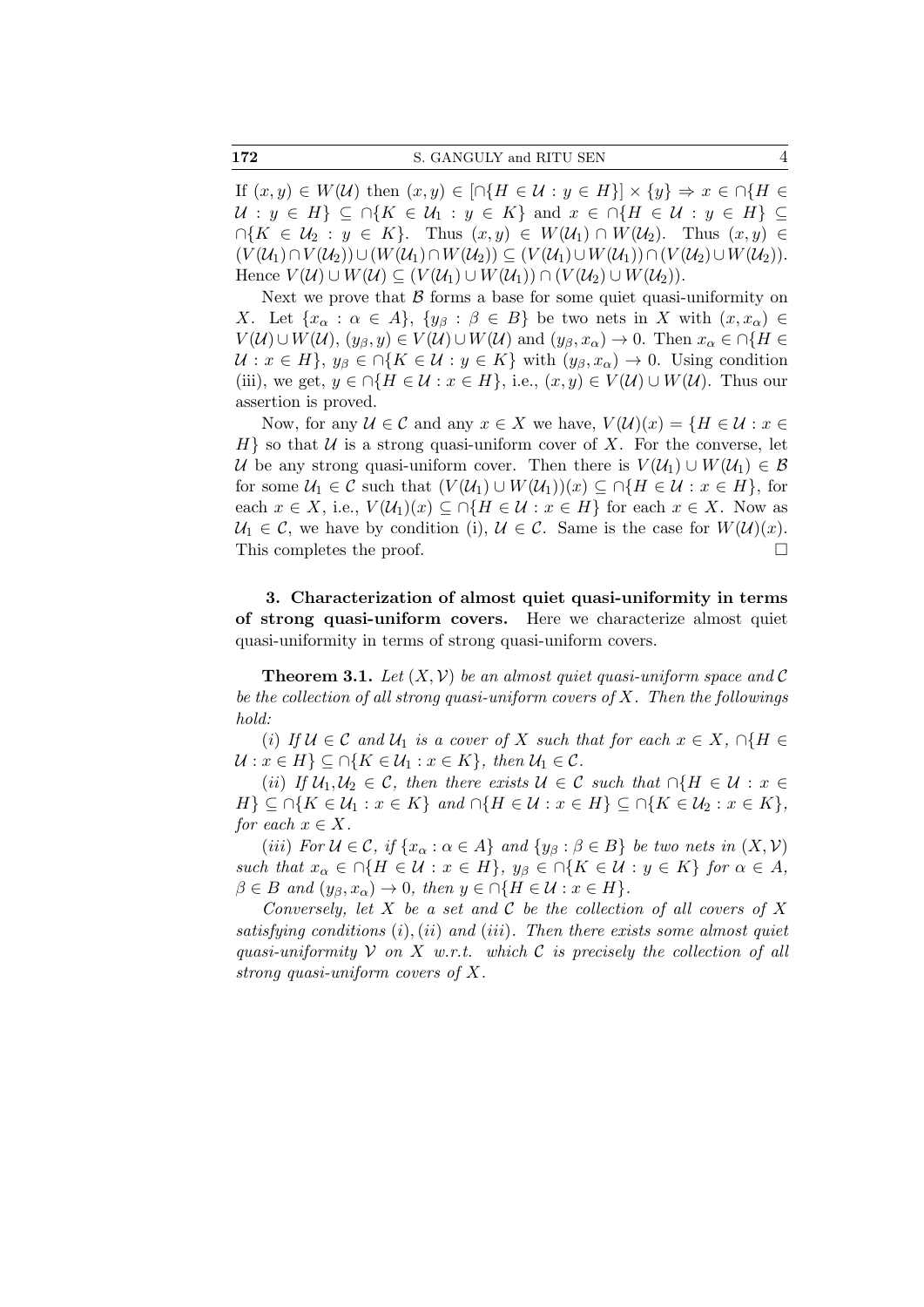If $(x, y) \in W(\mathcal{U})$ then $(x, y) \in [\cap\{H \in \mathcal{U} : y \in H\}] \times \{y\} \Rightarrow x \in \cap\{H \in \mathcal{U} : y \in H\} \subseteq \cap\{K \in \mathcal{U}_1 : y \in K\}$ and $x \in \cap\{H \in \mathcal{U} : y \in H\} \subseteq \cap\{K \in \mathcal{U}_2 : y \in K\}$. Thus $(x, y) \in W(\mathcal{U}_1) \cap W(\mathcal{U}_2)$. Thus $(x, y) \in (V(\mathcal{U}_1) \cap V(\mathcal{U}_2)) \cup (W(\mathcal{U}_1) \cap W(\mathcal{U}_2)) \subseteq (V(\mathcal{U}_1) \cup W(\mathcal{U}_1)) \cap (V(\mathcal{U}_2) \cup W(\mathcal{U}_2))$. Hence $V(\mathcal{U}) \cup W(\mathcal{U}) \subseteq (V(\mathcal{U}_1) \cup W(\mathcal{U}_1)) \cap (V(\mathcal{U}_2) \cup W(\mathcal{U}_2))$.

Next we prove that $\mathcal{B}$ forms a base for some quiet quasi-uniformity on $X$. Let $\{x_\alpha : \alpha \in A\}$, $\{y_\beta : \beta \in B\}$ be two nets in $X$ with $(x, x_\alpha) \in V(\mathcal{U}) \cup W(\mathcal{U})$, $(y_\beta, y) \in V(\mathcal{U}) \cup W(\mathcal{U})$ and $(y_\beta, x_\alpha) \to 0$. Then $x_\alpha \in \cap\{H \in \mathcal{U} : x \in H\}$, $y_\beta \in \cap\{K \in \mathcal{U} : y \in K\}$ with $(y_\beta, x_\alpha) \to 0$. Using condition (iii), we get, $y \in \cap\{H \in \mathcal{U} : x \in H\}$, i.e., $(x, y) \in V(\mathcal{U}) \cup W(\mathcal{U})$. Thus our assertion is proved.

Now, for any $\mathcal{U} \in \mathcal{C}$ and any $x \in X$ we have, $V(\mathcal{U})(x) = \{H \in \mathcal{U} : x \in H\}$ so that $\mathcal{U}$ is a strong quasi-uniform cover of $X$. For the converse, let $\mathcal{U}$ be any strong quasi-uniform cover. Then there is $V(\mathcal{U}_1) \cup W(\mathcal{U}_1) \in \mathcal{B}$ for some $\mathcal{U}_1 \in \mathcal{C}$ such that $(V(\mathcal{U}_1) \cup W(\mathcal{U}_1))(x) \subseteq \cap\{H \in \mathcal{U} : x \in H\}$, for each $x \in X$, i.e., $V(\mathcal{U}_1)(x) \subseteq \cap\{H \in \mathcal{U} : x \in H\}$ for each $x \in X$. Now as $\mathcal{U}_1 \in \mathcal{C}$, we have by condition (i), $\mathcal{U} \in \mathcal{C}$. Same is the case for $W(\mathcal{U})(x)$. This completes the proof. $\square$

**3. Characterization of almost quiet quasi-uniformity in terms of strong quasi-uniform covers.** Here we characterize almost quiet quasi-uniformity in terms of strong quasi-uniform covers.

**Theorem 3.1.** *Let $(X, \mathcal{V})$ be an almost quiet quasi-uniform space and $\mathcal{C}$ be the collection of all strong quasi-uniform covers of $X$. Then the followings hold:*

*(i) If $\mathcal{U} \in \mathcal{C}$ and $\mathcal{U}_1$ is a cover of $X$ such that for each $x \in X$, $\cap\{H \in \mathcal{U} : x \in H\} \subseteq \cap\{K \in \mathcal{U}_1 : x \in K\}$, then $\mathcal{U}_1 \in \mathcal{C}$.*

*(ii) If $\mathcal{U}_1, \mathcal{U}_2 \in \mathcal{C}$, then there exists $\mathcal{U} \in \mathcal{C}$ such that $\cap\{H \in \mathcal{U} : x \in H\} \subseteq \cap\{K \in \mathcal{U}_1 : x \in K\}$ and $\cap\{H \in \mathcal{U} : x \in H\} \subseteq \cap\{K \in \mathcal{U}_2 : x \in K\}$, for each $x \in X$.*

*(iii) For $\mathcal{U} \in \mathcal{C}$, if $\{x_\alpha : \alpha \in A\}$ and $\{y_\beta : \beta \in B\}$ be two nets in $(X, \mathcal{V})$ such that $x_\alpha \in \cap\{H \in \mathcal{U} : x \in H\}$, $y_\beta \in \cap\{K \in \mathcal{U} : y \in K\}$ for $\alpha \in A$, $\beta \in B$ and $(y_\beta, x_\alpha) \to 0$, then $y \in \cap\{H \in \mathcal{U} : x \in H\}$.*

*Conversely, let $X$ be a set and $\mathcal{C}$ be the collection of all covers of $X$ satisfying conditions (i), (ii) and (iii). Then there exists some almost quiet quasi-uniformity $\mathcal{V}$ on $X$ w.r.t. which $\mathcal{C}$ is precisely the collection of all strong quasi-uniform covers of $X$.*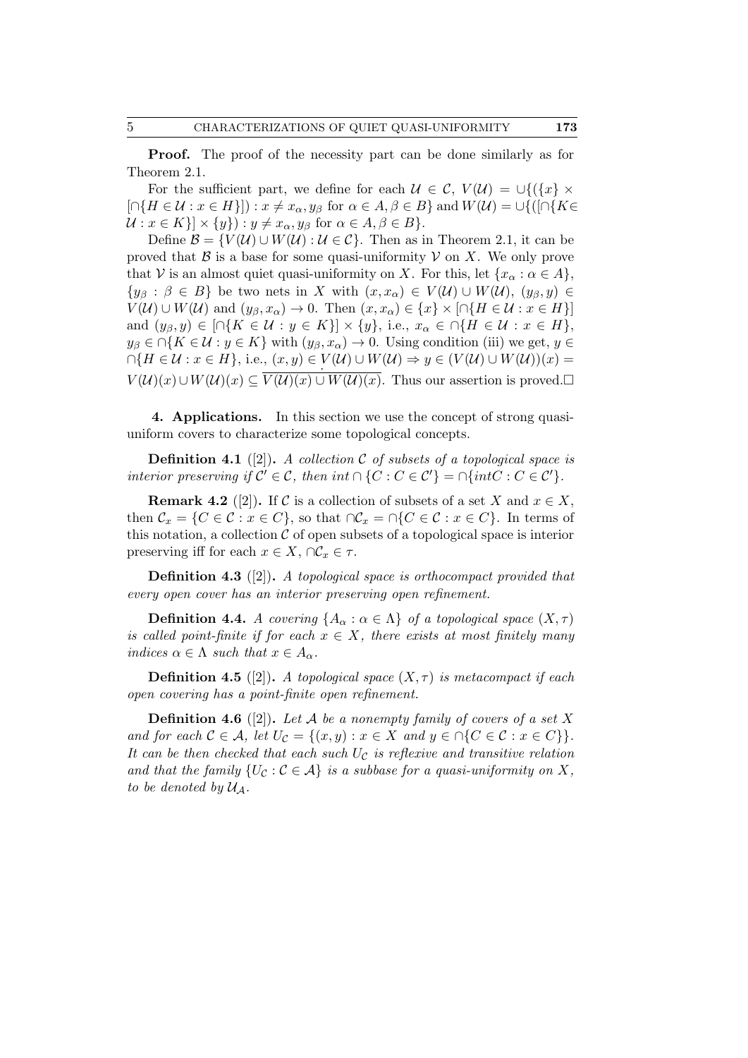**Proof.** The proof of the necessity part can be done similarly as for Theorem 2.1.

For the sufficient part, we define for each $\mathcal{U} \in \mathcal{C}$, $V(\mathcal{U}) = \cup\{(\{x\} \times [\cap\{H \in \mathcal{U} : x \in H\}]) : x \neq x_\alpha, y_\beta \text{ for } \alpha \in A, \beta \in B\}$ and $W(\mathcal{U}) = \cup\{([\cap\{K \in \mathcal{U} : x \in K\}] \times \{y\}) : y \neq x_\alpha, y_\beta \text{ for } \alpha \in A, \beta \in B\}$.

Define $\mathcal{B} = \{V(\mathcal{U}) \cup W(\mathcal{U}) : \mathcal{U} \in \mathcal{C}\}$. Then as in Theorem 2.1, it can be proved that $\mathcal{B}$ is a base for some quasi-uniformity $\mathcal{V}$ on $X$. We only prove that $\mathcal{V}$ is an almost quiet quasi-uniformity on $X$. For this, let $\{x_\alpha : \alpha \in A\}$, $\{y_\beta : \beta \in B\}$ be two nets in $X$ with $(x, x_\alpha) \in V(\mathcal{U}) \cup W(\mathcal{U})$, $(y_\beta, y) \in V(\mathcal{U}) \cup W(\mathcal{U})$ and $(y_\beta, x_\alpha) \to 0$. Then $(x, x_\alpha) \in \{x\} \times [\cap\{H \in \mathcal{U} : x \in H\}]$ and $(y_\beta, y) \in [\cap\{K \in \mathcal{U} : y \in K\}] \times \{y\}$, i.e., $x_\alpha \in \cap\{H \in \mathcal{U} : x \in H\}$, $y_\beta \in \cap\{K \in \mathcal{U} : y \in K\}$ with $(y_\beta, x_\alpha) \to 0$. Using condition (iii) we get, $y \in \cap\{H \in \mathcal{U} : x \in H\}$, i.e., $(x, y) \in \dot{V}(\mathcal{U}) \cup W(\mathcal{U}) \Rightarrow y \in (V(\mathcal{U}) \cup W(\mathcal{U}))(x) = V(\mathcal{U})(x) \cup W(\mathcal{U})(x) \subseteq \overline{V(\mathcal{U})(x) \cup W(\mathcal{U})(x)}$. Thus our assertion is proved.□

## 4. Applications.

In this section we use the concept of strong quasi-uniform covers to characterize some topological concepts.

**Definition 4.1** ([2])**.** *A collection $\mathcal{C}$ of subsets of a topological space is interior preserving if $\mathcal{C}' \in \mathcal{C}$, then $int \cap \{C : C \in \mathcal{C}'\} = \cap\{intC : C \in \mathcal{C}'\}$.*

**Remark 4.2** ([2])**.** If $\mathcal{C}$ is a collection of subsets of a set $X$ and $x \in X$, then $\mathcal{C}_x = \{C \in \mathcal{C} : x \in C\}$, so that $\cap \mathcal{C}_x = \cap\{C \in \mathcal{C} : x \in C\}$. In terms of this notation, a collection $\mathcal{C}$ of open subsets of a topological space is interior preserving iff for each $x \in X$, $\cap \mathcal{C}_x \in \tau$.

**Definition 4.3** ([2])**.** *A topological space is orthocompact provided that every open cover has an interior preserving open refinement.*

**Definition 4.4.** *A covering $\{A_\alpha : \alpha \in \Lambda\}$ of a topological space $(X, \tau)$ is called point-finite if for each $x \in X$, there exists at most finitely many indices $\alpha \in \Lambda$ such that $x \in A_\alpha$.*

**Definition 4.5** ([2])**.** *A topological space $(X, \tau)$ is metacompact if each open covering has a point-finite open refinement.*

**Definition 4.6** ([2])**.** *Let $\mathcal{A}$ be a nonempty family of covers of a set $X$ and for each $\mathcal{C} \in \mathcal{A}$, let $U_{\mathcal{C}} = \{(x, y) : x \in X \text{ and } y \in \cap\{C \in \mathcal{C} : x \in C\}\}$. It can be then checked that each such $U_{\mathcal{C}}$ is reflexive and transitive relation and that the family $\{U_{\mathcal{C}} : \mathcal{C} \in \mathcal{A}\}$ is a subbase for a quasi-uniformity on $X$, to be denoted by $\mathcal{U}_{\mathcal{A}}$.*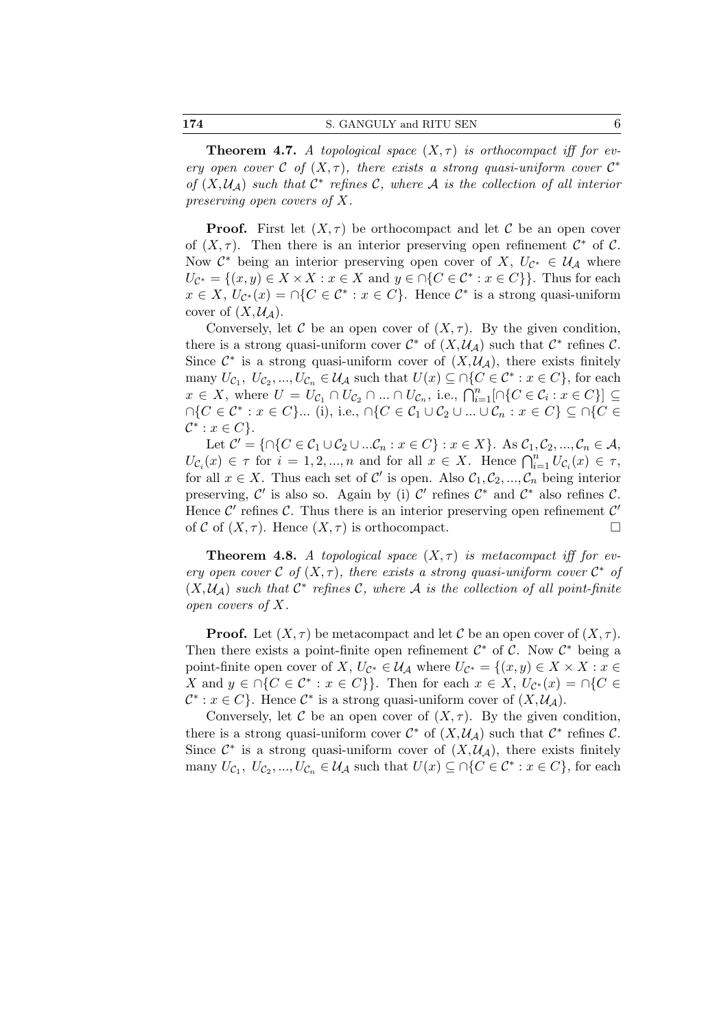**Theorem 4.7.** *A topological space $(X, \tau)$ is orthocompact iff for every open cover $\mathcal{C}$ of $(X, \tau)$, there exists a strong quasi-uniform cover $\mathcal{C}^*$ of $(X, \mathcal{U}_\mathcal{A})$ such that $\mathcal{C}^*$ refines $\mathcal{C}$, where $\mathcal{A}$ is the collection of all interior preserving open covers of $X$.*

**Proof.** First let $(X, \tau)$ be orthocompact and let $\mathcal{C}$ be an open cover of $(X, \tau)$. Then there is an interior preserving open refinement $\mathcal{C}^*$ of $\mathcal{C}$. Now $\mathcal{C}^*$ being an interior preserving open cover of $X$, $U_{\mathcal{C}^*} \in \mathcal{U}_\mathcal{A}$ where $U_{\mathcal{C}^*} = \{(x, y) \in X \times X : x \in X$ and $y \in \cap\{C \in \mathcal{C}^* : x \in C\}\}$. Thus for each $x \in X$, $U_{\mathcal{C}^*}(x) = \cap\{C \in \mathcal{C}^* : x \in C\}$. Hence $\mathcal{C}^*$ is a strong quasi-uniform cover of $(X, \mathcal{U}_\mathcal{A})$.

Conversely, let $\mathcal{C}$ be an open cover of $(X, \tau)$. By the given condition, there is a strong quasi-uniform cover $\mathcal{C}^*$ of $(X, \mathcal{U}_\mathcal{A})$ such that $\mathcal{C}^*$ refines $\mathcal{C}$. Since $\mathcal{C}^*$ is a strong quasi-uniform cover of $(X, \mathcal{U}_\mathcal{A})$, there exists finitely many $U_{\mathcal{C}_1}, U_{\mathcal{C}_2}, ..., U_{\mathcal{C}_n} \in \mathcal{U}_\mathcal{A}$ such that $U(x) \subseteq \cap\{C \in \mathcal{C}^* : x \in C\}$, for each $x \in X$, where $U = U_{\mathcal{C}_1} \cap U_{\mathcal{C}_2} \cap ... \cap U_{\mathcal{C}_n}$, i.e., $\bigcap_{i=1}^{n}[\cap\{C \in \mathcal{C}_i : x \in C\}] \subseteq \cap\{C \in \mathcal{C}^* : x \in C\}$... (i), i.e., $\cap\{C \in \mathcal{C}_1 \cup \mathcal{C}_2 \cup ... \cup \mathcal{C}_n : x \in C\} \subseteq \cap\{C \in \mathcal{C}^* : x \in C\}$.

Let $\mathcal{C}' = \{\cap\{C \in \mathcal{C}_1 \cup \mathcal{C}_2 \cup ... \mathcal{C}_n : x \in C\} : x \in X\}$. As $\mathcal{C}_1, \mathcal{C}_2, ..., \mathcal{C}_n \in \mathcal{A}$, $U_{\mathcal{C}_i}(x) \in \tau$ for $i = 1, 2, ..., n$ and for all $x \in X$. Hence $\bigcap_{i=1}^{n} U_{\mathcal{C}_i}(x) \in \tau$, for all $x \in X$. Thus each set of $\mathcal{C}'$ is open. Also $\mathcal{C}_1, \mathcal{C}_2, ..., \mathcal{C}_n$ being interior preserving, $\mathcal{C}'$ is also so. Again by (i) $\mathcal{C}'$ refines $\mathcal{C}^*$ and $\mathcal{C}^*$ also refines $\mathcal{C}$. Hence $\mathcal{C}'$ refines $\mathcal{C}$. Thus there is an interior preserving open refinement $\mathcal{C}'$ of $\mathcal{C}$ of $(X, \tau)$. Hence $(X, \tau)$ is orthocompact. □

**Theorem 4.8.** *A topological space $(X, \tau)$ is metacompact iff for every open cover $\mathcal{C}$ of $(X, \tau)$, there exists a strong quasi-uniform cover $\mathcal{C}^*$ of $(X, \mathcal{U}_\mathcal{A})$ such that $\mathcal{C}^*$ refines $\mathcal{C}$, where $\mathcal{A}$ is the collection of all point-finite open covers of $X$.*

**Proof.** Let $(X, \tau)$ be metacompact and let $\mathcal{C}$ be an open cover of $(X, \tau)$. Then there exists a point-finite open refinement $\mathcal{C}^*$ of $\mathcal{C}$. Now $\mathcal{C}^*$ being a point-finite open cover of $X$, $U_{\mathcal{C}^*} \in \mathcal{U}_\mathcal{A}$ where $U_{\mathcal{C}^*} = \{(x, y) \in X \times X : x \in X$ and $y \in \cap\{C \in \mathcal{C}^* : x \in C\}\}$. Then for each $x \in X$, $U_{\mathcal{C}^*}(x) = \cap\{C \in \mathcal{C}^* : x \in C\}$. Hence $\mathcal{C}^*$ is a strong quasi-uniform cover of $(X, \mathcal{U}_\mathcal{A})$.

Conversely, let $\mathcal{C}$ be an open cover of $(X, \tau)$. By the given condition, there is a strong quasi-uniform cover $\mathcal{C}^*$ of $(X, \mathcal{U}_\mathcal{A})$ such that $\mathcal{C}^*$ refines $\mathcal{C}$. Since $\mathcal{C}^*$ is a strong quasi-uniform cover of $(X, \mathcal{U}_\mathcal{A})$, there exists finitely many $U_{\mathcal{C}_1}, U_{\mathcal{C}_2}, ..., U_{\mathcal{C}_n} \in \mathcal{U}_\mathcal{A}$ such that $U(x) \subseteq \cap\{C \in \mathcal{C}^* : x \in C\}$, for each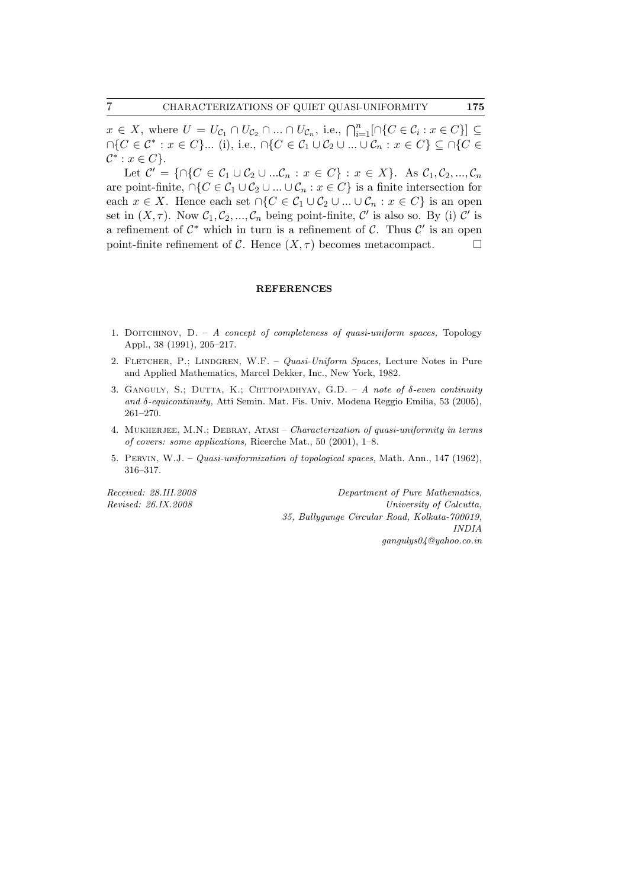$x \in X$, where $U = U_{\mathcal{C}_1} \cap U_{\mathcal{C}_2} \cap ... \cap U_{\mathcal{C}_n}$, i.e., $\bigcap_{i=1}^{n}[\cap\{C \in \mathcal{C}_i : x \in C\}] \subseteq \cap\{C \in \mathcal{C}^* : x \in C\}$... (i), i.e., $\cap\{C \in \mathcal{C}_1 \cup \mathcal{C}_2 \cup ... \cup \mathcal{C}_n : x \in C\} \subseteq \cap\{C \in \mathcal{C}^* : x \in C\}$.

Let $\mathcal{C}' = \{\cap\{C \in \mathcal{C}_1 \cup \mathcal{C}_2 \cup ...\mathcal{C}_n : x \in C\} : x \in X\}$. As $\mathcal{C}_1, \mathcal{C}_2, ..., \mathcal{C}_n$ are point-finite, $\cap\{C \in \mathcal{C}_1 \cup \mathcal{C}_2 \cup ... \cup \mathcal{C}_n : x \in C\}$ is a finite intersection for each $x \in X$. Hence each set $\cap\{C \in \mathcal{C}_1 \cup \mathcal{C}_2 \cup ... \cup \mathcal{C}_n : x \in C\}$ is an open set in $(X, \tau)$. Now $\mathcal{C}_1, \mathcal{C}_2, ..., \mathcal{C}_n$ being point-finite, $\mathcal{C}'$ is also so. By (i) $\mathcal{C}'$ is a refinement of $\mathcal{C}^*$ which in turn is a refinement of $\mathcal{C}$. Thus $\mathcal{C}'$ is an open point-finite refinement of $\mathcal{C}$. Hence $(X, \tau)$ becomes metacompact. $\square$

## REFERENCES

1. Doitchinov, D. – *A concept of completeness of quasi-uniform spaces,* Topology Appl., 38 (1991), 205–217.
2. Fletcher, P.; Lindgren, W.F. – *Quasi-Uniform Spaces,* Lecture Notes in Pure and Applied Mathematics, Marcel Dekker, Inc., New York, 1982.
3. Ganguly, S.; Dutta, K.; Chttopadhyay, G.D. – *A note of δ-even continuity and δ-equicontinuity,* Atti Semin. Mat. Fis. Univ. Modena Reggio Emilia, 53 (2005), 261–270.
4. Mukherjee, M.N.; Debray, Atasi – *Characterization of quasi-uniformity in terms of covers: some applications,* Ricerche Mat., 50 (2001), 1–8.
5. Pervin, W.J. – *Quasi-uniformization of topological spaces,* Math. Ann., 147 (1962), 316–317.

*Received: 28.III.2008*
*Revised: 26.IX.2008*

*Department of Pure Mathematics,*
*University of Calcutta,*
*35, Ballygunge Circular Road, Kolkata-700019,*
*INDIA*
*gangulys04@yahoo.co.in*